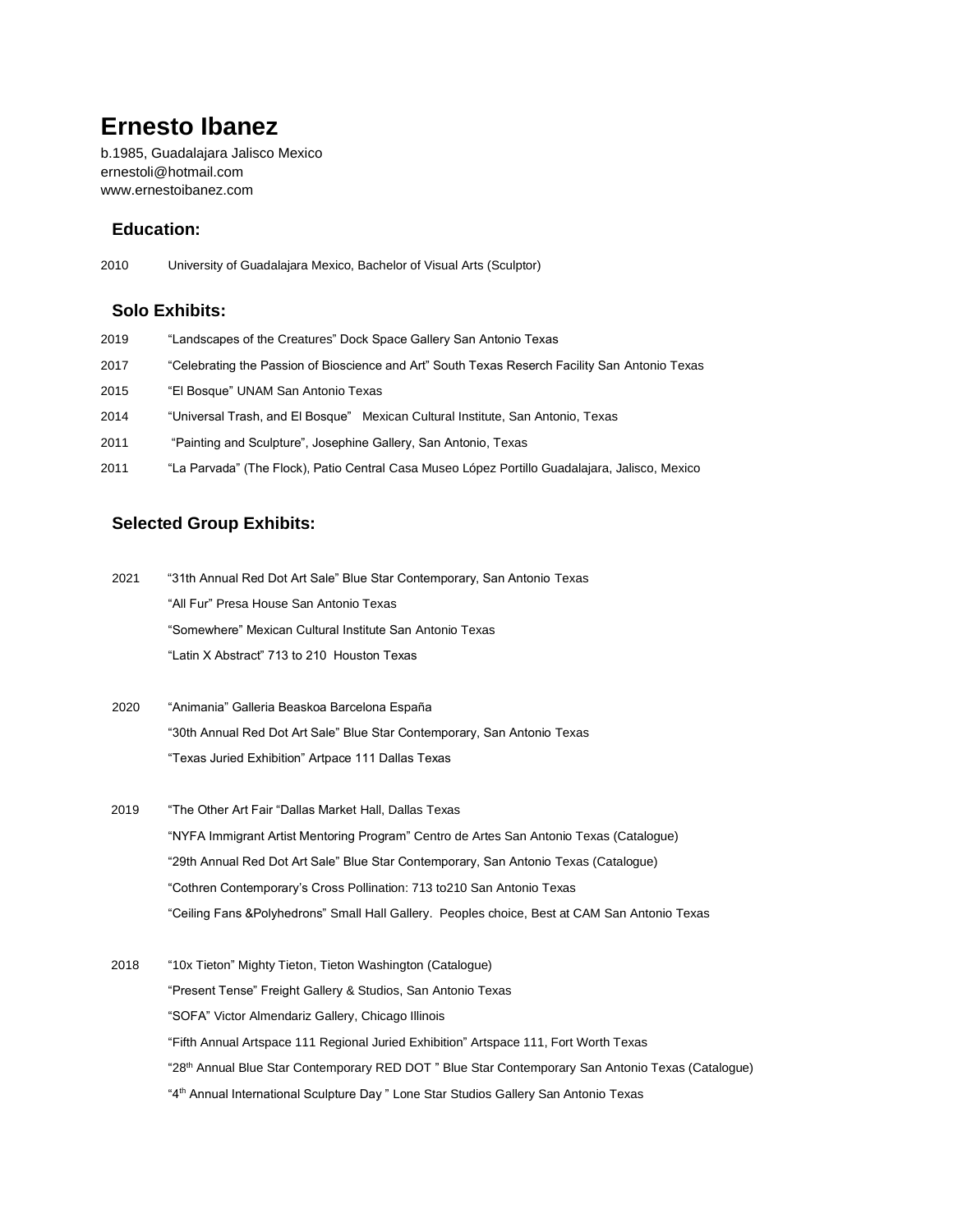# Ernesto Ibanez

b.1985, Guadalajara Jalisco Mexico
ernestoli@hotmail.com
www.ernestoibanez.com

## Education:

2010 University of Guadalajara Mexico, Bachelor of Visual Arts (Sculptor)

## Solo Exhibits:

2019 "Landscapes of the Creatures" Dock Space Gallery San Antonio Texas

2017 "Celebrating the Passion of Bioscience and Art" South Texas Reserch Facility San Antonio Texas

2015 "El Bosque" UNAM San Antonio Texas

2014 "Universal Trash, and El Bosque" Mexican Cultural Institute, San Antonio, Texas

2011 "Painting and Sculpture", Josephine Gallery, San Antonio, Texas

2011 "La Parvada" (The Flock), Patio Central Casa Museo López Portillo Guadalajara, Jalisco, Mexico

## Selected Group Exhibits:

2021 "31th Annual Red Dot Art Sale" Blue Star Contemporary, San Antonio Texas
"All Fur" Presa House San Antonio Texas
"Somewhere" Mexican Cultural Institute San Antonio Texas
"Latin X Abstract" 713 to 210 Houston Texas

2020 "Animania" Galleria Beaskoa Barcelona España
"30th Annual Red Dot Art Sale" Blue Star Contemporary, San Antonio Texas
"Texas Juried Exhibition" Artpace 111 Dallas Texas

2019 "The Other Art Fair "Dallas Market Hall, Dallas Texas
"NYFA Immigrant Artist Mentoring Program" Centro de Artes San Antonio Texas (Catalogue)
"29th Annual Red Dot Art Sale" Blue Star Contemporary, San Antonio Texas (Catalogue)
"Cothren Contemporary's Cross Pollination: 713 to210 San Antonio Texas
"Ceiling Fans &Polyhedrons" Small Hall Gallery. Peoples choice, Best at CAM San Antonio Texas

2018 "10x Tieton" Mighty Tieton, Tieton Washington (Catalogue)
"Present Tense" Freight Gallery & Studios, San Antonio Texas
"SOFA" Victor Almendariz Gallery, Chicago Illinois
"Fifth Annual Artspace 111 Regional Juried Exhibition" Artspace 111, Fort Worth Texas
"28th Annual Blue Star Contemporary RED DOT " Blue Star Contemporary San Antonio Texas (Catalogue)
"4th Annual International Sculpture Day " Lone Star Studios Gallery San Antonio Texas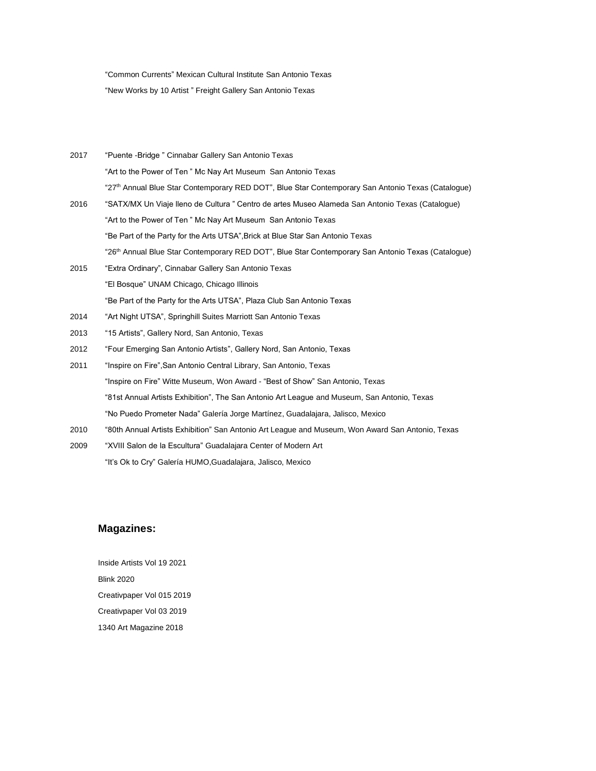"Common Currents" Mexican Cultural Institute San Antonio Texas

"New Works by 10 Artist " Freight Gallery San Antonio Texas

| | |
|---|---|
| 2017 | "Puente -Bridge " Cinnabar Gallery San Antonio Texas |
| | "Art to the Power of Ten " Mc Nay Art Museum San Antonio Texas |
| | "27th Annual Blue Star Contemporary RED DOT", Blue Star Contemporary San Antonio Texas (Catalogue) |
| 2016 | "SATX/MX Un Viaje lleno de Cultura " Centro de artes Museo Alameda San Antonio Texas (Catalogue) |
| | "Art to the Power of Ten " Mc Nay Art Museum San Antonio Texas |
| | "Be Part of the Party for the Arts UTSA",Brick at Blue Star San Antonio Texas |
| | "26th Annual Blue Star Contemporary RED DOT", Blue Star Contemporary San Antonio Texas (Catalogue) |
| 2015 | "Extra Ordinary", Cinnabar Gallery San Antonio Texas |
| | "El Bosque" UNAM Chicago, Chicago Illinois |
| | "Be Part of the Party for the Arts UTSA", Plaza Club San Antonio Texas |
| 2014 | "Art Night UTSA", Springhill Suites Marriott San Antonio Texas |
| 2013 | "15 Artists", Gallery Nord, San Antonio, Texas |
| 2012 | "Four Emerging San Antonio Artists", Gallery Nord, San Antonio, Texas |
| 2011 | "Inspire on Fire",San Antonio Central Library, San Antonio, Texas |
| | "Inspire on Fire" Witte Museum, Won Award - "Best of Show" San Antonio, Texas |
| | "81st Annual Artists Exhibition", The San Antonio Art League and Museum, San Antonio, Texas |
| | "No Puedo Prometer Nada" Galería Jorge Martínez, Guadalajara, Jalisco, Mexico |
| 2010 | "80th Annual Artists Exhibition" San Antonio Art League and Museum, Won Award San Antonio, Texas |
| 2009 | "XVIII Salon de la Escultura" Guadalajara Center of Modern Art |
| | "It's Ok to Cry" Galería HUMO,Guadalajara, Jalisco, Mexico |

### Magazines:

Inside Artists Vol 19 2021

Blink 2020

Creativpaper Vol 015 2019

Creativpaper Vol 03 2019

1340 Art Magazine 2018